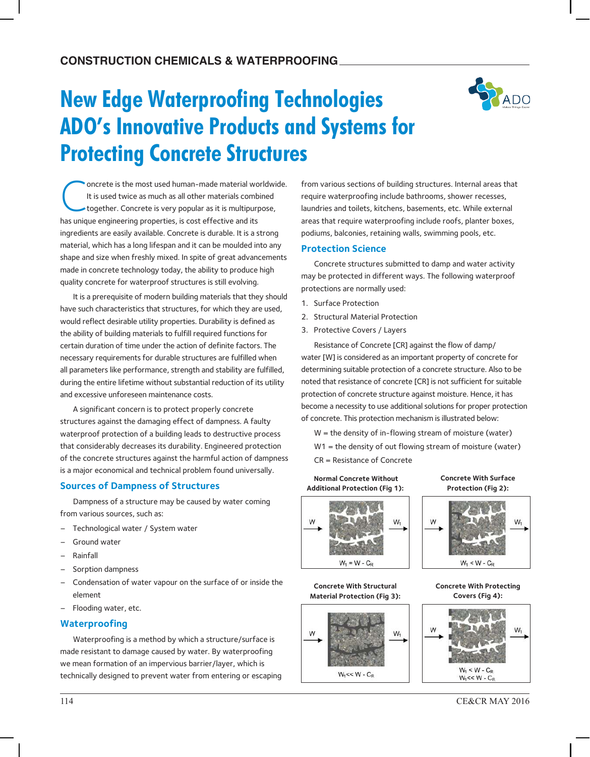# New Edge Waterproofing Technologies ADO's Innovative Products and Systems for Protecting Concrete Structures

Concrete is the most used human-made material worldwide. It is used twice as much as all other materials combined together. Concrete is very popular as it is multipurpose, has unique engineering properties, is cost effective and its ingredients are easily available. Concrete is durable. It is a strong material, which has a long lifespan and it can be moulded into any shape and size when freshly mixed. In spite of great advancements made in concrete technology today, the ability to produce high quality concrete for waterproof structures is still evolving.

It is a prerequisite of modern building materials that they should have such characteristics that structures, for which they are used, would reflect desirable utility properties. Durability is defined as the ability of building materials to fulfill required functions for certain duration of time under the action of definite factors. The necessary requirements for durable structures are fulfilled when all parameters like performance, strength and stability are fulfilled, during the entire lifetime without substantial reduction of its utility and excessive unforeseen maintenance costs.

A significant concern is to protect properly concrete structures against the damaging effect of dampness. A faulty waterproof protection of a building leads to destructive process that considerably decreases its durability. Engineered protection of the concrete structures against the harmful action of dampness is a major economical and technical problem found universally.

## Sources of Dampness of Structures

Dampness of a structure may be caused by water coming from various sources, such as:

- Technological water / System water
- Ground water
- Rainfall
- Sorption dampness
- Condensation of water vapour on the surface of or inside the element
- Flooding water, etc.

## Waterproofing

Waterproofing is a method by which a structure/surface is made resistant to damage caused by water. By waterproofing we mean formation of an impervious barrier/layer, which is technically designed to prevent water from entering or escaping from various sections of building structures. Internal areas that require waterproofing include bathrooms, shower recesses, laundries and toilets, kitchens, basements, etc. While external areas that require waterproofing include roofs, planter boxes, podiums, balconies, retaining walls, swimming pools, etc.

## Protection Science

Concrete structures submitted to damp and water activity may be protected in different ways. The following waterproof protections are normally used:

1. Surface Protection
2. Structural Material Protection
3. Protective Covers / Layers

Resistance of Concrete [CR] against the flow of damp/water [W] is considered as an important property of concrete for determining suitable protection of a concrete structure. Also to be noted that resistance of concrete [CR] is not sufficient for suitable protection of concrete structure against moisture. Hence, it has become a necessity to use additional solutions for proper protection of concrete. This protection mechanism is illustrated below:

W = the density of in-flowing stream of moisture (water)

W1 = the density of out flowing stream of moisture (water)

CR = Resistance of Concrete

**Normal Concrete Without Additional Protection (Fig 1):**

$W_1 = W - C_R$

**Concrete With Surface Protection (Fig 2):**

$W_1 < W - C_R$

**Concrete With Structural Material Protection (Fig 3):**

$W_1 << W - C_R$

**Concrete With Protecting Covers (Fig 4):**

$W_1 < W - C_R$

$W_1 << W - C_R$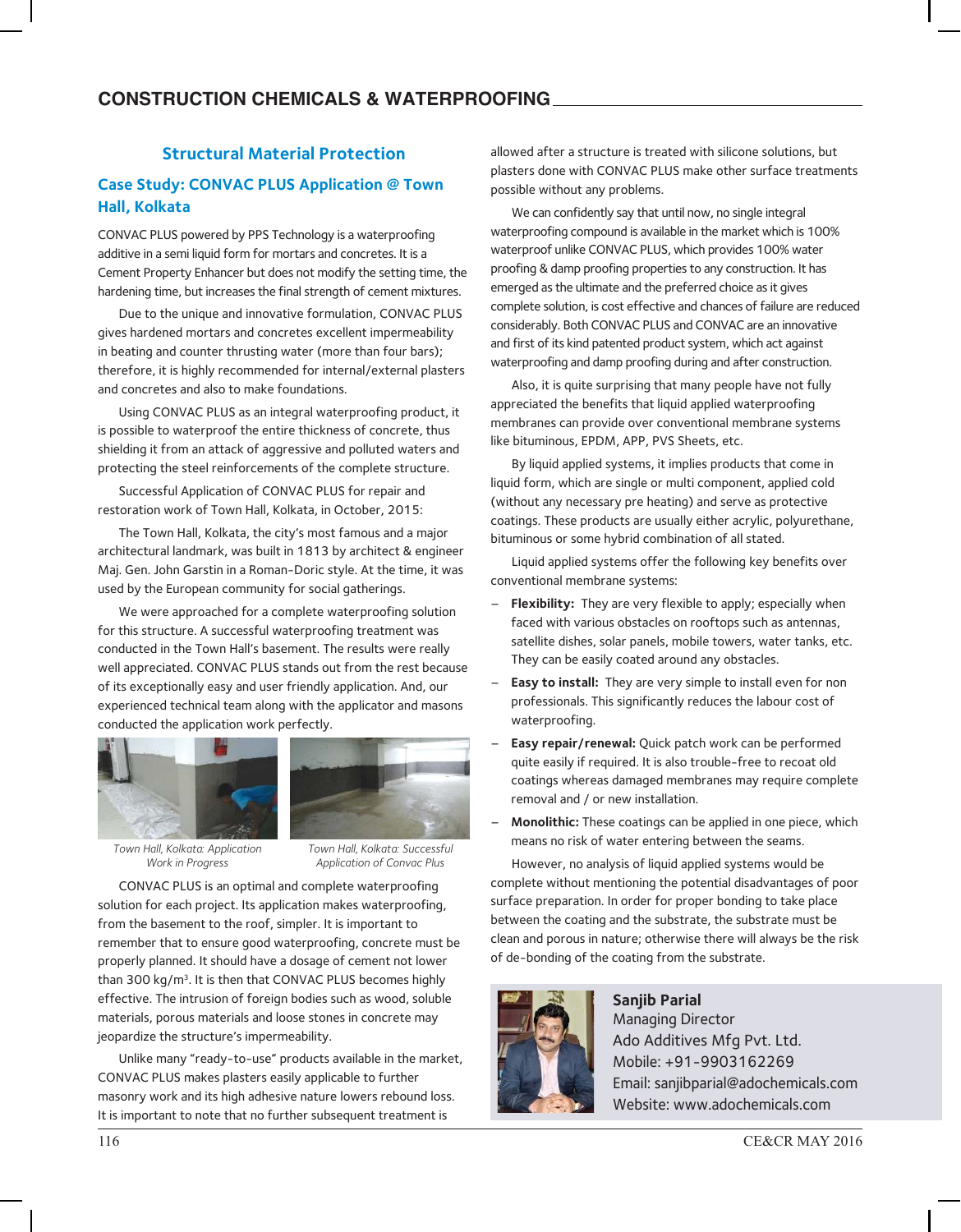## Structural Material Protection

## Case Study: CONVAC PLUS Application @ Town Hall, Kolkata

CONVAC PLUS powered by PPS Technology is a waterproofing additive in a semi liquid form for mortars and concretes. It is a Cement Property Enhancer but does not modify the setting time, the hardening time, but increases the final strength of cement mixtures.

Due to the unique and innovative formulation, CONVAC PLUS gives hardened mortars and concretes excellent impermeability in beating and counter thrusting water (more than four bars); therefore, it is highly recommended for internal/external plasters and concretes and also to make foundations.

Using CONVAC PLUS as an integral waterproofing product, it is possible to waterproof the entire thickness of concrete, thus shielding it from an attack of aggressive and polluted waters and protecting the steel reinforcements of the complete structure.

Successful Application of CONVAC PLUS for repair and restoration work of Town Hall, Kolkata, in October, 2015:

The Town Hall, Kolkata, the city's most famous and a major architectural landmark, was built in 1813 by architect & engineer Maj. Gen. John Garstin in a Roman-Doric style. At the time, it was used by the European community for social gatherings.

We were approached for a complete waterproofing solution for this structure. A successful waterproofing treatment was conducted in the Town Hall's basement. The results were really well appreciated. CONVAC PLUS stands out from the rest because of its exceptionally easy and user friendly application. And, our experienced technical team along with the applicator and masons conducted the application work perfectly.

*Town Hall, Kolkata: Application Work in Progress*

*Town Hall, Kolkata: Successful Application of Convac Plus*

CONVAC PLUS is an optimal and complete waterproofing solution for each project. Its application makes waterproofing, from the basement to the roof, simpler. It is important to remember that to ensure good waterproofing, concrete must be properly planned. It should have a dosage of cement not lower than 300 kg/m$^3$. It is then that CONVAC PLUS becomes highly effective. The intrusion of foreign bodies such as wood, soluble materials, porous materials and loose stones in concrete may jeopardize the structure's impermeability.

Unlike many "ready-to-use" products available in the market, CONVAC PLUS makes plasters easily applicable to further masonry work and its high adhesive nature lowers rebound loss. It is important to note that no further subsequent treatment is allowed after a structure is treated with silicone solutions, but plasters done with CONVAC PLUS make other surface treatments possible without any problems.

We can confidently say that until now, no single integral waterproofing compound is available in the market which is 100% waterproof unlike CONVAC PLUS, which provides 100% water proofing & damp proofing properties to any construction. It has emerged as the ultimate and the preferred choice as it gives complete solution, is cost effective and chances of failure are reduced considerably. Both CONVAC PLUS and CONVAC are an innovative and first of its kind patented product system, which act against waterproofing and damp proofing during and after construction.

Also, it is quite surprising that many people have not fully appreciated the benefits that liquid applied waterproofing membranes can provide over conventional membrane systems like bituminous, EPDM, APP, PVS Sheets, etc.

By liquid applied systems, it implies products that come in liquid form, which are single or multi component, applied cold (without any necessary pre heating) and serve as protective coatings. These products are usually either acrylic, polyurethane, bituminous or some hybrid combination of all stated.

Liquid applied systems offer the following key benefits over conventional membrane systems:

- **Flexibility:** They are very flexible to apply; especially when faced with various obstacles on rooftops such as antennas, satellite dishes, solar panels, mobile towers, water tanks, etc. They can be easily coated around any obstacles.
- **Easy to install:** They are very simple to install even for non professionals. This significantly reduces the labour cost of waterproofing.
- **Easy repair/renewal:** Quick patch work can be performed quite easily if required. It is also trouble-free to recoat old coatings whereas damaged membranes may require complete removal and / or new installation.
- **Monolithic:** These coatings can be applied in one piece, which means no risk of water entering between the seams.

However, no analysis of liquid applied systems would be complete without mentioning the potential disadvantages of poor surface preparation. In order for proper bonding to take place between the coating and the substrate, the substrate must be clean and porous in nature; otherwise there will always be the risk of de-bonding of the coating from the substrate.

**Sanjib Parial**
Managing Director
Ado Additives Mfg Pvt. Ltd.
Mobile: +91-9903162269
Email: sanjibparial@adochemicals.com
Website: www.adochemicals.com